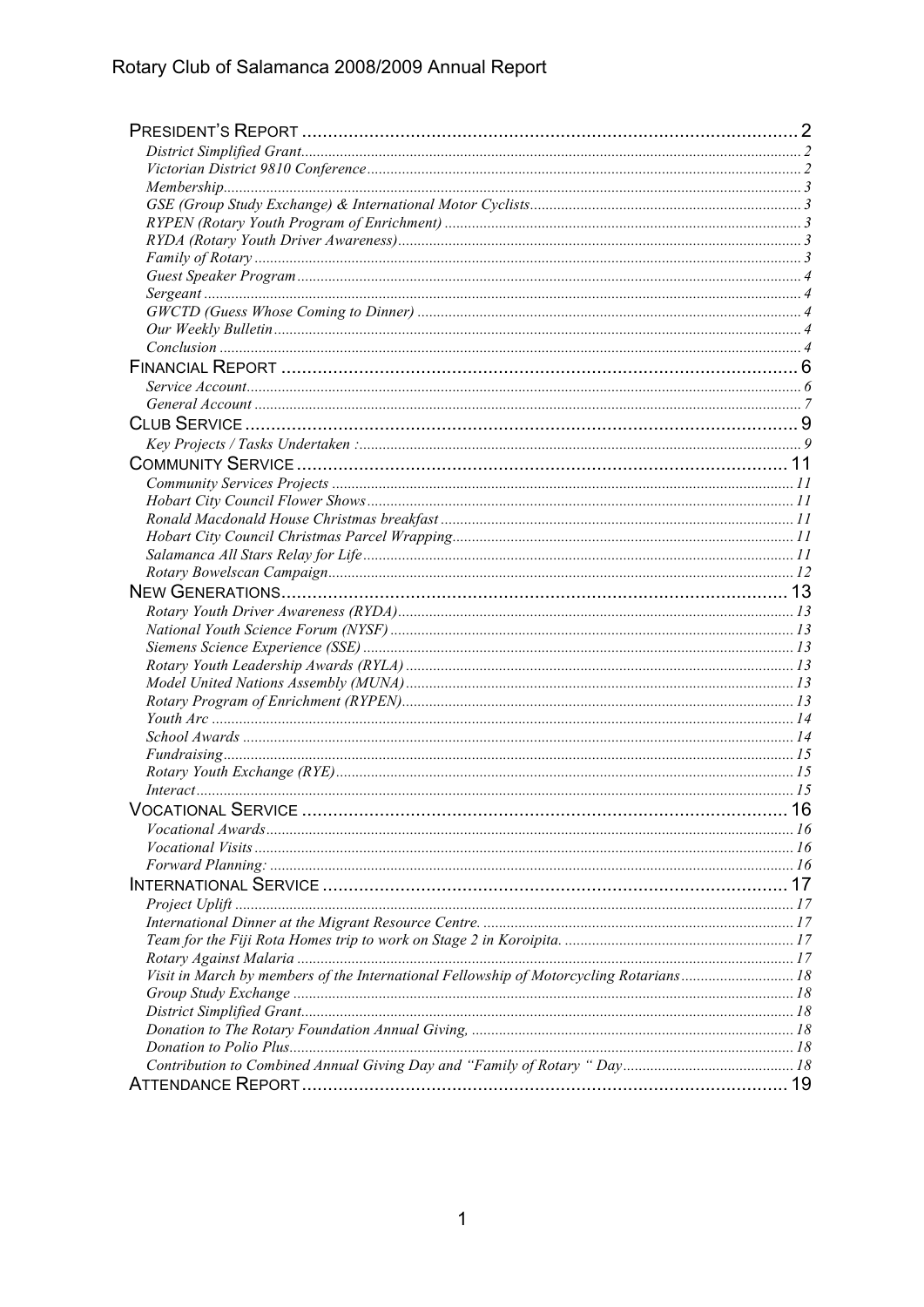# Rotary Club of Salamanca 2008/2009 Annual Report

- PRESIDENT'S REPORT ........ 2
  - *District Simplified Grant* ........ 2
  - *Victorian District 9810 Conference* ........ 2
  - *Membership* ........ 3
  - *GSE (Group Study Exchange) & International Motor Cyclists* ........ 3
  - *RYPEN (Rotary Youth Program of Enrichment)* ........ 3
  - *RYDA (Rotary Youth Driver Awareness)* ........ 3
  - *Family of Rotary* ........ 3
  - *Guest Speaker Program* ........ 4
  - *Sergeant* ........ 4
  - *GWCTD (Guess Whose Coming to Dinner)* ........ 4
  - *Our Weekly Bulletin* ........ 4
  - *Conclusion* ........ 4
- FINANCIAL REPORT ........ 6
  - *Service Account* ........ 6
  - *General Account* ........ 7
- CLUB SERVICE ........ 9
  - *Key Projects / Tasks Undertaken :* ........ 9
- COMMUNITY SERVICE ........ 11
  - *Community Services Projects* ........ 11
  - *Hobart City Council Flower Shows* ........ 11
  - *Ronald Macdonald House Christmas breakfast* ........ 11
  - *Hobart City Council Christmas Parcel Wrapping* ........ 11
  - *Salamanca All Stars Relay for Life* ........ 11
  - *Rotary Bowelscan Campaign* ........ 12
- NEW GENERATIONS ........ 13
  - *Rotary Youth Driver Awareness (RYDA)* ........ 13
  - *National Youth Science Forum (NYSF)* ........ 13
  - *Siemens Science Experience (SSE)* ........ 13
  - *Rotary Youth Leadership Awards (RYLA)* ........ 13
  - *Model United Nations Assembly (MUNA)* ........ 13
  - *Rotary Program of Enrichment (RYPEN)* ........ 13
  - *Youth Arc* ........ 14
  - *School Awards* ........ 14
  - *Fundraising* ........ 15
  - *Rotary Youth Exchange (RYE)* ........ 15
  - *Interact* ........ 15
- VOCATIONAL SERVICE ........ 16
  - *Vocational Awards* ........ 16
  - *Vocational Visits* ........ 16
  - *Forward Planning:* ........ 16
- INTERNATIONAL SERVICE ........ 17
  - *Project Uplift* ........ 17
  - *International Dinner at the Migrant Resource Centre.* ........ 17
  - *Team for the Fiji Rota Homes trip to work on Stage 2 in Koroipita.* ........ 17
  - *Rotary Against Malaria* ........ 17
  - *Visit in March by members of the International Fellowship of Motorcycling Rotarians* ........ 18
  - *Group Study Exchange* ........ 18
  - *District Simplified Grant* ........ 18
  - *Donation to The Rotary Foundation Annual Giving,* ........ 18
  - *Donation to Polio Plus* ........ 18
  - *Contribution to Combined Annual Giving Day and "Family of Rotary " Day* ........ 18
- ATTENDANCE REPORT ........ 19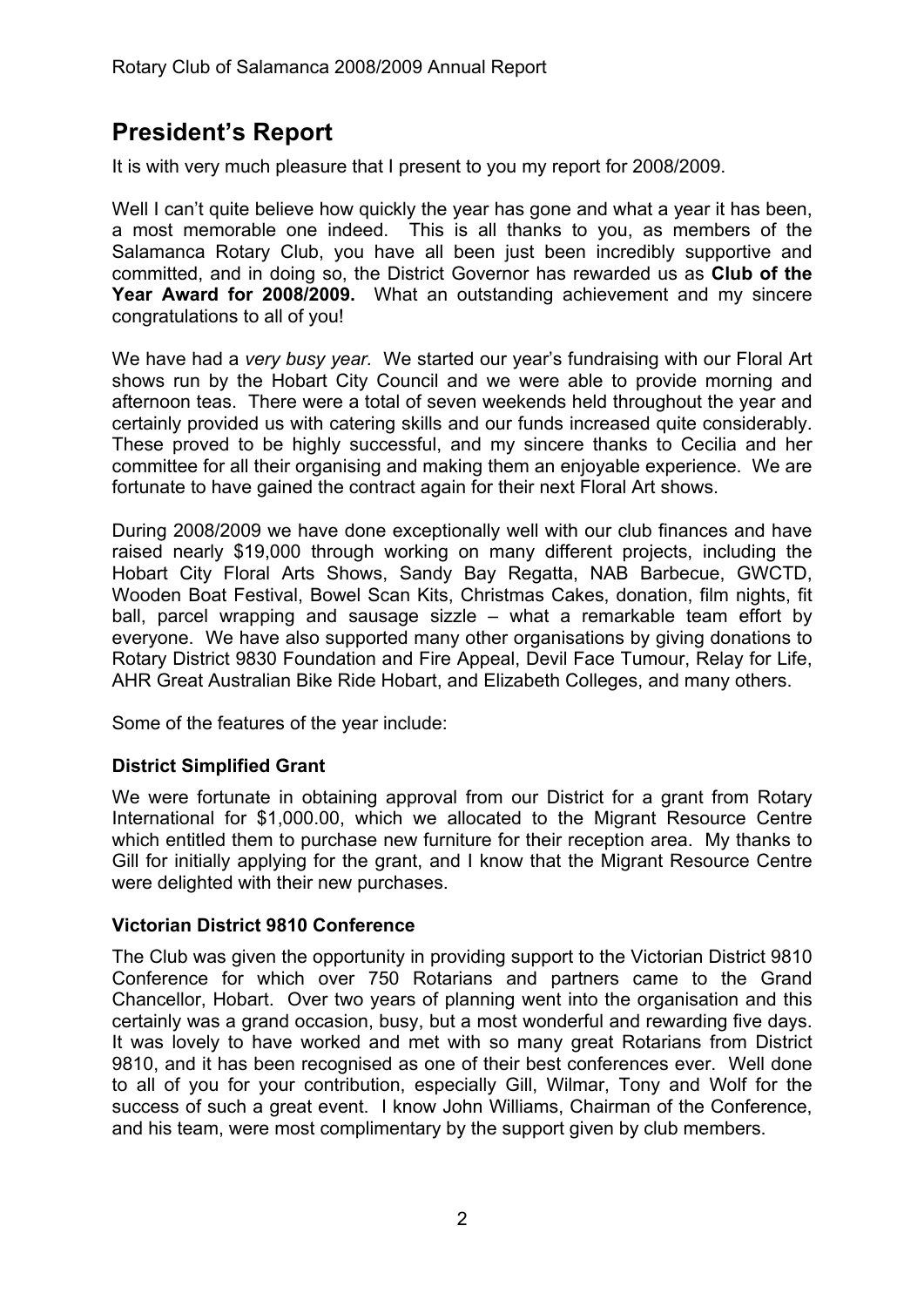## President's Report

It is with very much pleasure that I present to you my report for 2008/2009.

Well I can't quite believe how quickly the year has gone and what a year it has been, a most memorable one indeed. This is all thanks to you, as members of the Salamanca Rotary Club, you have all been just been incredibly supportive and committed, and in doing so, the District Governor has rewarded us as **Club of the Year Award for 2008/2009.** What an outstanding achievement and my sincere congratulations to all of you!

We have had a *very busy year.* We started our year's fundraising with our Floral Art shows run by the Hobart City Council and we were able to provide morning and afternoon teas. There were a total of seven weekends held throughout the year and certainly provided us with catering skills and our funds increased quite considerably. These proved to be highly successful, and my sincere thanks to Cecilia and her committee for all their organising and making them an enjoyable experience. We are fortunate to have gained the contract again for their next Floral Art shows.

During 2008/2009 we have done exceptionally well with our club finances and have raised nearly $19,000 through working on many different projects, including the Hobart City Floral Arts Shows, Sandy Bay Regatta, NAB Barbecue, GWCTD, Wooden Boat Festival, Bowel Scan Kits, Christmas Cakes, donation, film nights, fit ball, parcel wrapping and sausage sizzle – what a remarkable team effort by everyone. We have also supported many other organisations by giving donations to Rotary District 9830 Foundation and Fire Appeal, Devil Face Tumour, Relay for Life, AHR Great Australian Bike Ride Hobart, and Elizabeth Colleges, and many others.

Some of the features of the year include:

### District Simplified Grant

We were fortunate in obtaining approval from our District for a grant from Rotary International for $1,000.00, which we allocated to the Migrant Resource Centre which entitled them to purchase new furniture for their reception area. My thanks to Gill for initially applying for the grant, and I know that the Migrant Resource Centre were delighted with their new purchases.

### Victorian District 9810 Conference

The Club was given the opportunity in providing support to the Victorian District 9810 Conference for which over 750 Rotarians and partners came to the Grand Chancellor, Hobart. Over two years of planning went into the organisation and this certainly was a grand occasion, busy, but a most wonderful and rewarding five days. It was lovely to have worked and met with so many great Rotarians from District 9810, and it has been recognised as one of their best conferences ever. Well done to all of you for your contribution, especially Gill, Wilmar, Tony and Wolf for the success of such a great event. I know John Williams, Chairman of the Conference, and his team, were most complimentary by the support given by club members.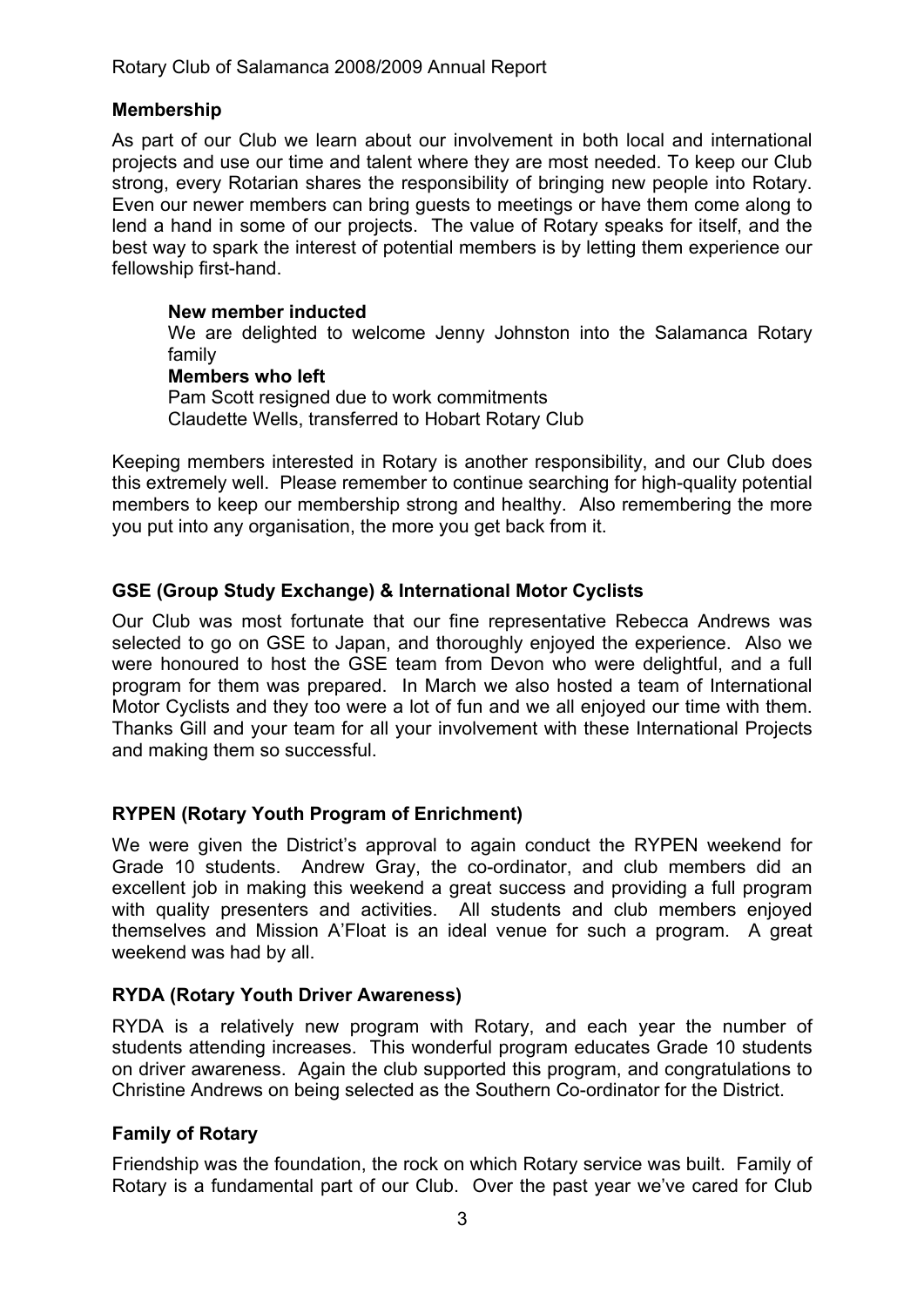## Membership

As part of our Club we learn about our involvement in both local and international projects and use our time and talent where they are most needed. To keep our Club strong, every Rotarian shares the responsibility of bringing new people into Rotary. Even our newer members can bring guests to meetings or have them come along to lend a hand in some of our projects. The value of Rotary speaks for itself, and the best way to spark the interest of potential members is by letting them experience our fellowship first-hand.

> **New member inducted**
> We are delighted to welcome Jenny Johnston into the Salamanca Rotary family
> **Members who left**
> Pam Scott resigned due to work commitments
> Claudette Wells, transferred to Hobart Rotary Club

Keeping members interested in Rotary is another responsibility, and our Club does this extremely well. Please remember to continue searching for high-quality potential members to keep our membership strong and healthy. Also remembering the more you put into any organisation, the more you get back from it.

## GSE (Group Study Exchange) & International Motor Cyclists

Our Club was most fortunate that our fine representative Rebecca Andrews was selected to go on GSE to Japan, and thoroughly enjoyed the experience. Also we were honoured to host the GSE team from Devon who were delightful, and a full program for them was prepared. In March we also hosted a team of International Motor Cyclists and they too were a lot of fun and we all enjoyed our time with them. Thanks Gill and your team for all your involvement with these International Projects and making them so successful.

## RYPEN (Rotary Youth Program of Enrichment)

We were given the District's approval to again conduct the RYPEN weekend for Grade 10 students. Andrew Gray, the co-ordinator, and club members did an excellent job in making this weekend a great success and providing a full program with quality presenters and activities. All students and club members enjoyed themselves and Mission A'Float is an ideal venue for such a program. A great weekend was had by all.

## RYDA (Rotary Youth Driver Awareness)

RYDA is a relatively new program with Rotary, and each year the number of students attending increases. This wonderful program educates Grade 10 students on driver awareness. Again the club supported this program, and congratulations to Christine Andrews on being selected as the Southern Co-ordinator for the District.

## Family of Rotary

Friendship was the foundation, the rock on which Rotary service was built. Family of Rotary is a fundamental part of our Club. Over the past year we've cared for Club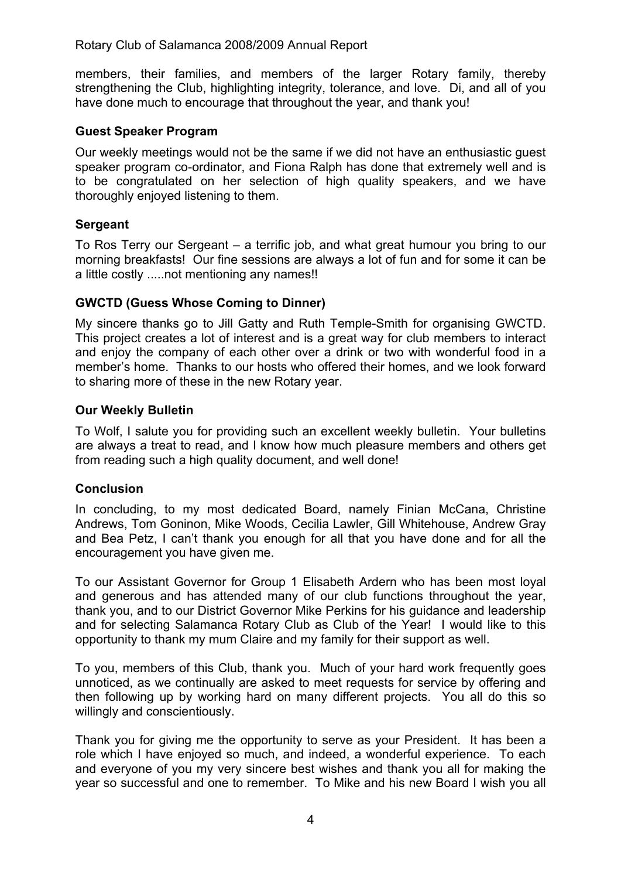members, their families, and members of the larger Rotary family, thereby strengthening the Club, highlighting integrity, tolerance, and love. Di, and all of you have done much to encourage that throughout the year, and thank you!

**Guest Speaker Program**

Our weekly meetings would not be the same if we did not have an enthusiastic guest speaker program co-ordinator, and Fiona Ralph has done that extremely well and is to be congratulated on her selection of high quality speakers, and we have thoroughly enjoyed listening to them.

**Sergeant**

To Ros Terry our Sergeant – a terrific job, and what great humour you bring to our morning breakfasts! Our fine sessions are always a lot of fun and for some it can be a little costly .....not mentioning any names!!

**GWCTD (Guess Whose Coming to Dinner)**

My sincere thanks go to Jill Gatty and Ruth Temple-Smith for organising GWCTD. This project creates a lot of interest and is a great way for club members to interact and enjoy the company of each other over a drink or two with wonderful food in a member's home. Thanks to our hosts who offered their homes, and we look forward to sharing more of these in the new Rotary year.

**Our Weekly Bulletin**

To Wolf, I salute you for providing such an excellent weekly bulletin. Your bulletins are always a treat to read, and I know how much pleasure members and others get from reading such a high quality document, and well done!

**Conclusion**

In concluding, to my most dedicated Board, namely Finian McCana, Christine Andrews, Tom Goninon, Mike Woods, Cecilia Lawler, Gill Whitehouse, Andrew Gray and Bea Petz, I can't thank you enough for all that you have done and for all the encouragement you have given me.

To our Assistant Governor for Group 1 Elisabeth Ardern who has been most loyal and generous and has attended many of our club functions throughout the year, thank you, and to our District Governor Mike Perkins for his guidance and leadership and for selecting Salamanca Rotary Club as Club of the Year! I would like to this opportunity to thank my mum Claire and my family for their support as well.

To you, members of this Club, thank you. Much of your hard work frequently goes unnoticed, as we continually are asked to meet requests for service by offering and then following up by working hard on many different projects. You all do this so willingly and conscientiously.

Thank you for giving me the opportunity to serve as your President. It has been a role which I have enjoyed so much, and indeed, a wonderful experience. To each and everyone of you my very sincere best wishes and thank you all for making the year so successful and one to remember. To Mike and his new Board I wish you all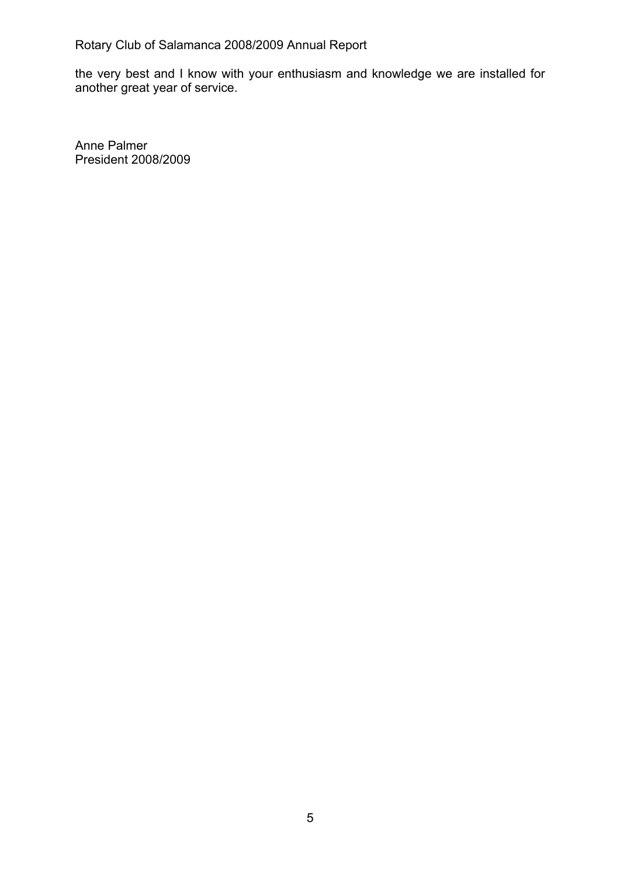the very best and I know with your enthusiasm and knowledge we are installed for another great year of service.

Anne Palmer
President 2008/2009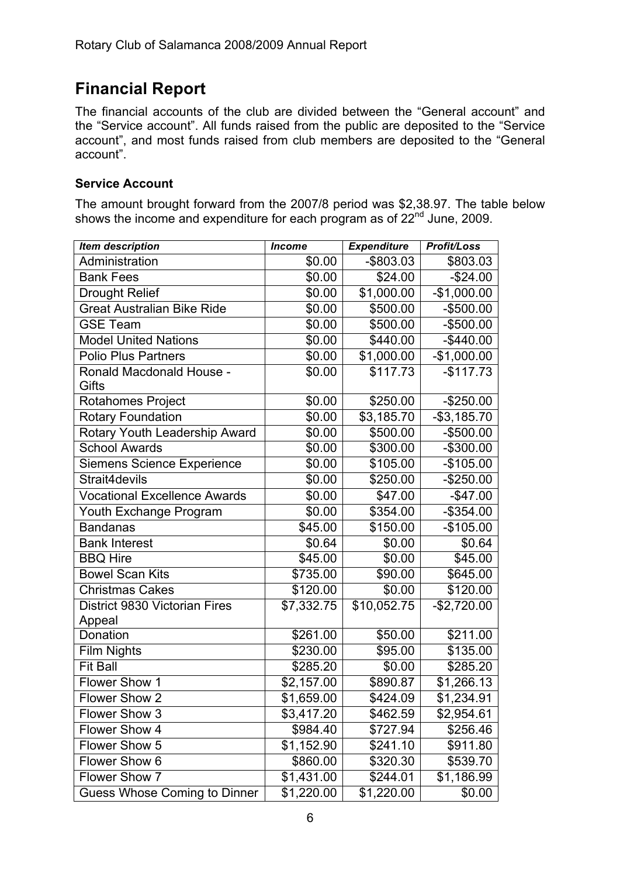## Financial Report

The financial accounts of the club are divided between the "General account" and the "Service account". All funds raised from the public are deposited to the "Service account", and most funds raised from club members are deposited to the "General account".

### Service Account

The amount brought forward from the 2007/8 period was $2,38.97. The table below shows the income and expenditure for each program as of 22nd June, 2009.

| *Item description* | *Income* | *Expenditure* | *Profit/Loss* |
|---|---|---|---|
| Administration | $0.00 | -$803.03 | $803.03 |
| Bank Fees | $0.00 | $24.00 | -$24.00 |
| Drought Relief | $0.00 | $1,000.00 | -$1,000.00 |
| Great Australian Bike Ride | $0.00 | $500.00 | -$500.00 |
| GSE Team | $0.00 | $500.00 | -$500.00 |
| Model United Nations | $0.00 | $440.00 | -$440.00 |
| Polio Plus Partners | $0.00 | $1,000.00 | -$1,000.00 |
| Ronald Macdonald House - Gifts | $0.00 | $117.73 | -$117.73 |
| Rotahomes Project | $0.00 | $250.00 | -$250.00 |
| Rotary Foundation | $0.00 | $3,185.70 | -$3,185.70 |
| Rotary Youth Leadership Award | $0.00 | $500.00 | -$500.00 |
| School Awards | $0.00 | $300.00 | -$300.00 |
| Siemens Science Experience | $0.00 | $105.00 | -$105.00 |
| Strait4devils | $0.00 | $250.00 | -$250.00 |
| Vocational Excellence Awards | $0.00 | $47.00 | -$47.00 |
| Youth Exchange Program | $0.00 | $354.00 | -$354.00 |
| Bandanas | $45.00 | $150.00 | -$105.00 |
| Bank Interest | $0.64 | $0.00 | $0.64 |
| BBQ Hire | $45.00 | $0.00 | $45.00 |
| Bowel Scan Kits | $735.00 | $90.00 | $645.00 |
| Christmas Cakes | $120.00 | $0.00 | $120.00 |
| District 9830 Victorian Fires Appeal | $7,332.75 | $10,052.75 | -$2,720.00 |
| Donation | $261.00 | $50.00 | $211.00 |
| Film Nights | $230.00 | $95.00 | $135.00 |
| Fit Ball | $285.20 | $0.00 | $285.20 |
| Flower Show 1 | $2,157.00 | $890.87 | $1,266.13 |
| Flower Show 2 | $1,659.00 | $424.09 | $1,234.91 |
| Flower Show 3 | $3,417.20 | $462.59 | $2,954.61 |
| Flower Show 4 | $984.40 | $727.94 | $256.46 |
| Flower Show 5 | $1,152.90 | $241.10 | $911.80 |
| Flower Show 6 | $860.00 | $320.30 | $539.70 |
| Flower Show 7 | $1,431.00 | $244.01 | $1,186.99 |
| Guess Whose Coming to Dinner | $1,220.00 | $1,220.00 | $0.00 |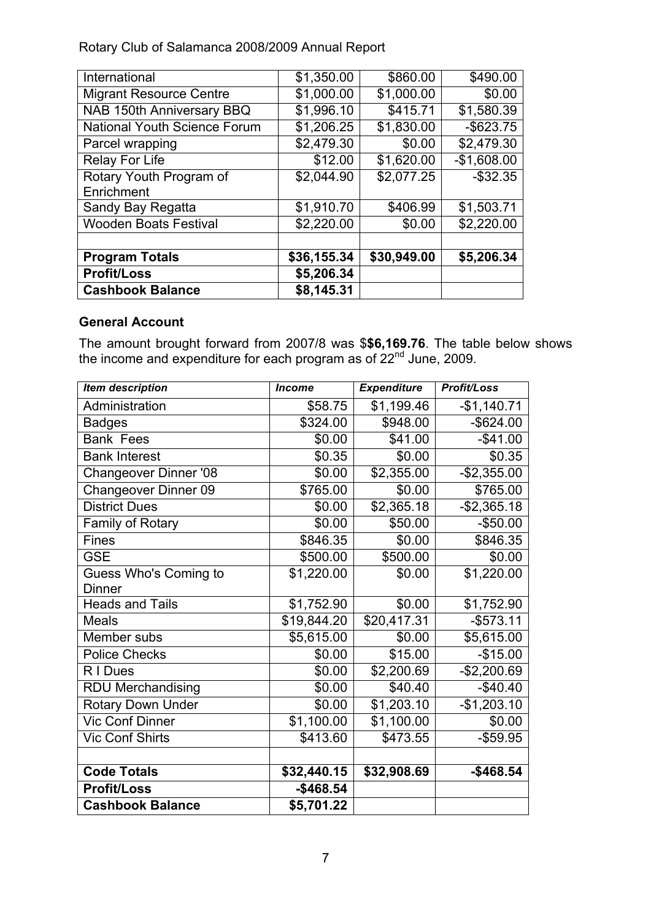| | | | |
|---|---|---|---|
| International | $1,350.00 | $860.00 | $490.00 |
| Migrant Resource Centre | $1,000.00 | $1,000.00 | $0.00 |
| NAB 150th Anniversary BBQ | $1,996.10 | $415.71 | $1,580.39 |
| National Youth Science Forum | $1,206.25 | $1,830.00 | -$623.75 |
| Parcel wrapping | $2,479.30 | $0.00 | $2,479.30 |
| Relay For Life | $12.00 | $1,620.00 | -$1,608.00 |
| Rotary Youth Program of Enrichment | $2,044.90 | $2,077.25 | -$32.35 |
| Sandy Bay Regatta | $1,910.70 | $406.99 | $1,503.71 |
| Wooden Boats Festival | $2,220.00 | $0.00 | $2,220.00 |
| | | | |
| **Program Totals** | **$36,155.34** | **$30,949.00** | **$5,206.34** |
| **Profit/Loss** | **$5,206.34** | | |
| **Cashbook Balance** | **$8,145.31** | | |

### General Account

The amount brought forward from 2007/8 was $**$6,169.76**. The table below shows the income and expenditure for each program as of 22nd June, 2009.

| ***Item description*** | ***Income*** | ***Expenditure*** | ***Profit/Loss*** |
|---|---|---|---|
| Administration | $58.75 | $1,199.46 | -$1,140.71 |
| Badges | $324.00 | $948.00 | -$624.00 |
| Bank Fees | $0.00 | $41.00 | -$41.00 |
| Bank Interest | $0.35 | $0.00 | $0.35 |
| Changeover Dinner '08 | $0.00 | $2,355.00 | -$2,355.00 |
| Changeover Dinner 09 | $765.00 | $0.00 | $765.00 |
| District Dues | $0.00 | $2,365.18 | -$2,365.18 |
| Family of Rotary | $0.00 | $50.00 | -$50.00 |
| Fines | $846.35 | $0.00 | $846.35 |
| GSE | $500.00 | $500.00 | $0.00 |
| Guess Who's Coming to Dinner | $1,220.00 | $0.00 | $1,220.00 |
| Heads and Tails | $1,752.90 | $0.00 | $1,752.90 |
| Meals | $19,844.20 | $20,417.31 | -$573.11 |
| Member subs | $5,615.00 | $0.00 | $5,615.00 |
| Police Checks | $0.00 | $15.00 | -$15.00 |
| R I Dues | $0.00 | $2,200.69 | -$2,200.69 |
| RDU Merchandising | $0.00 | $40.40 | -$40.40 |
| Rotary Down Under | $0.00 | $1,203.10 | -$1,203.10 |
| Vic Conf Dinner | $1,100.00 | $1,100.00 | $0.00 |
| Vic Conf Shirts | $413.60 | $473.55 | -$59.95 |
| | | | |
| **Code Totals** | **$32,440.15** | **$32,908.69** | **-$468.54** |
| **Profit/Loss** | **-$468.54** | | |
| **Cashbook Balance** | **$5,701.22** | | |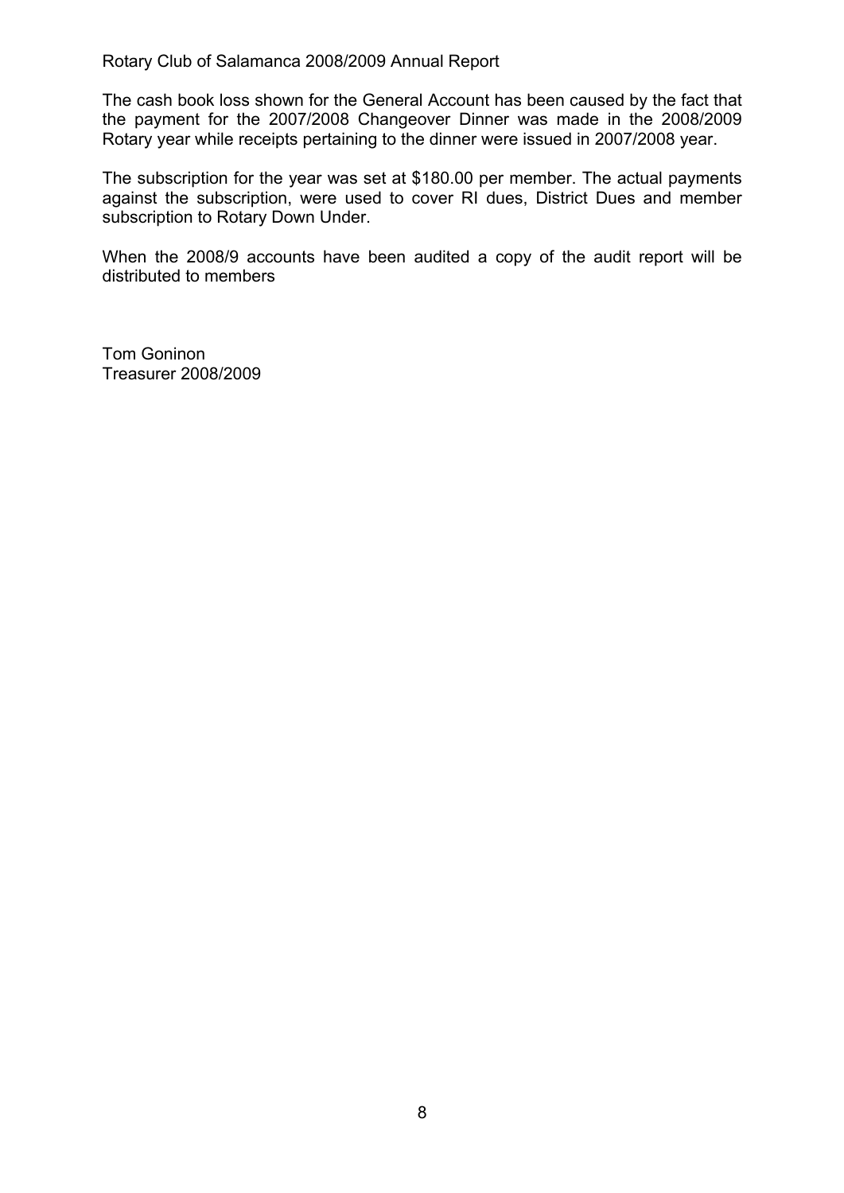The cash book loss shown for the General Account has been caused by the fact that the payment for the 2007/2008 Changeover Dinner was made in the 2008/2009 Rotary year while receipts pertaining to the dinner were issued in 2007/2008 year.

The subscription for the year was set at $180.00 per member. The actual payments against the subscription, were used to cover RI dues, District Dues and member subscription to Rotary Down Under.

When the 2008/9 accounts have been audited a copy of the audit report will be distributed to members

Tom Goninon
Treasurer 2008/2009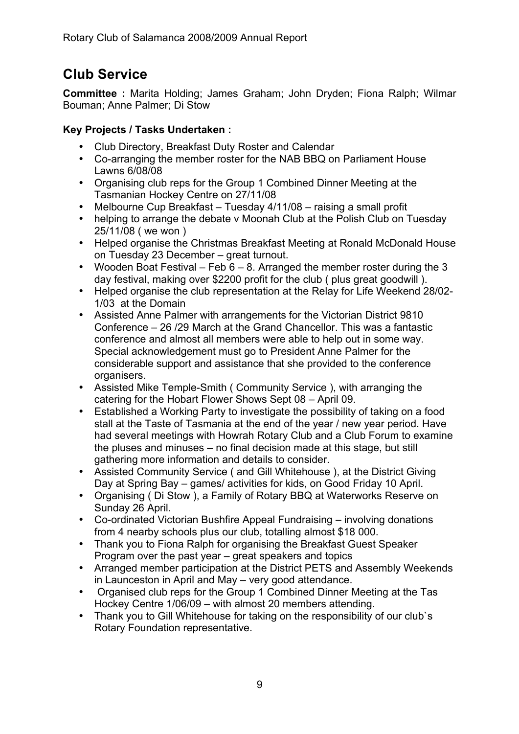# Club Service

**Committee :** Marita Holding; James Graham; John Dryden; Fiona Ralph; Wilmar Bouman; Anne Palmer; Di Stow

**Key Projects / Tasks Undertaken :**

- Club Directory, Breakfast Duty Roster and Calendar
- Co-arranging the member roster for the NAB BBQ on Parliament House Lawns 6/08/08
- Organising club reps for the Group 1 Combined Dinner Meeting at the Tasmanian Hockey Centre on 27/11/08
- Melbourne Cup Breakfast – Tuesday 4/11/08 – raising a small profit
- helping to arrange the debate v Moonah Club at the Polish Club on Tuesday 25/11/08 ( we won )
- Helped organise the Christmas Breakfast Meeting at Ronald McDonald House on Tuesday 23 December – great turnout.
- Wooden Boat Festival – Feb 6 – 8. Arranged the member roster during the 3 day festival, making over $2200 profit for the club ( plus great goodwill ).
- Helped organise the club representation at the Relay for Life Weekend 28/02-1/03 at the Domain
- Assisted Anne Palmer with arrangements for the Victorian District 9810 Conference – 26 /29 March at the Grand Chancellor. This was a fantastic conference and almost all members were able to help out in some way. Special acknowledgement must go to President Anne Palmer for the considerable support and assistance that she provided to the conference organisers.
- Assisted Mike Temple-Smith ( Community Service ), with arranging the catering for the Hobart Flower Shows Sept 08 – April 09.
- Established a Working Party to investigate the possibility of taking on a food stall at the Taste of Tasmania at the end of the year / new year period. Have had several meetings with Howrah Rotary Club and a Club Forum to examine the pluses and minuses – no final decision made at this stage, but still gathering more information and details to consider.
- Assisted Community Service ( and Gill Whitehouse ), at the District Giving Day at Spring Bay – games/ activities for kids, on Good Friday 10 April.
- Organising ( Di Stow ), a Family of Rotary BBQ at Waterworks Reserve on Sunday 26 April.
- Co-ordinated Victorian Bushfire Appeal Fundraising – involving donations from 4 nearby schools plus our club, totalling almost $18 000.
- Thank you to Fiona Ralph for organising the Breakfast Guest Speaker Program over the past year – great speakers and topics
- Arranged member participation at the District PETS and Assembly Weekends in Launceston in April and May – very good attendance.
- Organised club reps for the Group 1 Combined Dinner Meeting at the Tas Hockey Centre 1/06/09 – with almost 20 members attending.
- Thank you to Gill Whitehouse for taking on the responsibility of our club`s Rotary Foundation representative.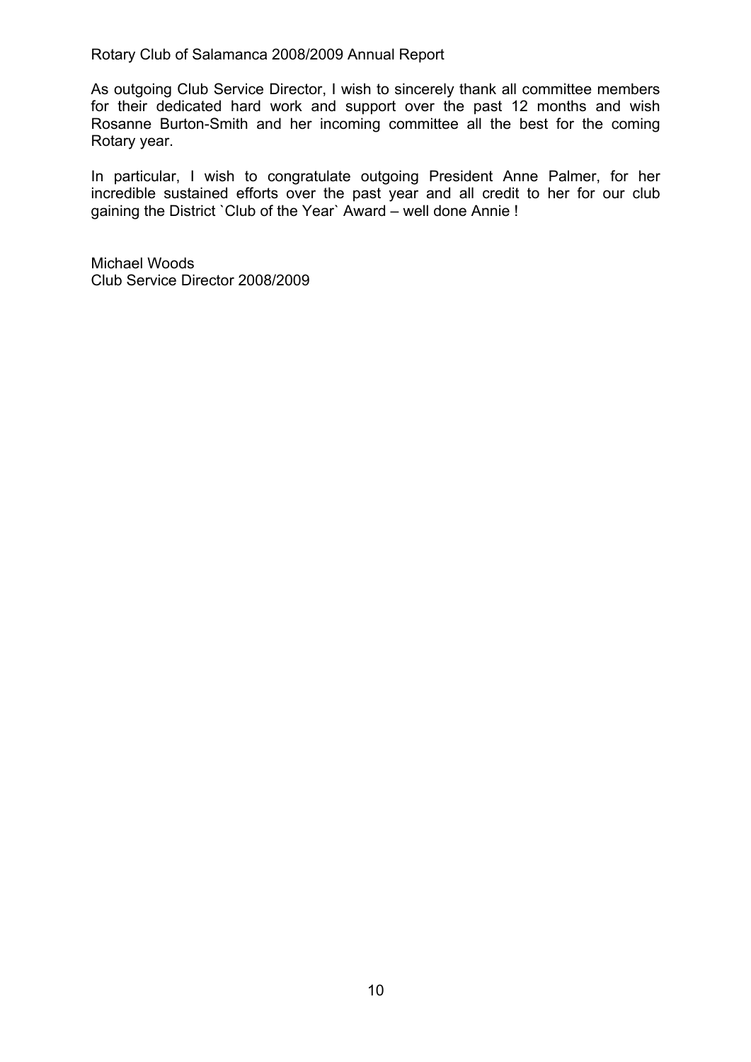As outgoing Club Service Director, I wish to sincerely thank all committee members for their dedicated hard work and support over the past 12 months and wish Rosanne Burton-Smith and her incoming committee all the best for the coming Rotary year.

In particular, I wish to congratulate outgoing President Anne Palmer, for her incredible sustained efforts over the past year and all credit to her for our club gaining the District `Club of the Year` Award – well done Annie !

Michael Woods
Club Service Director 2008/2009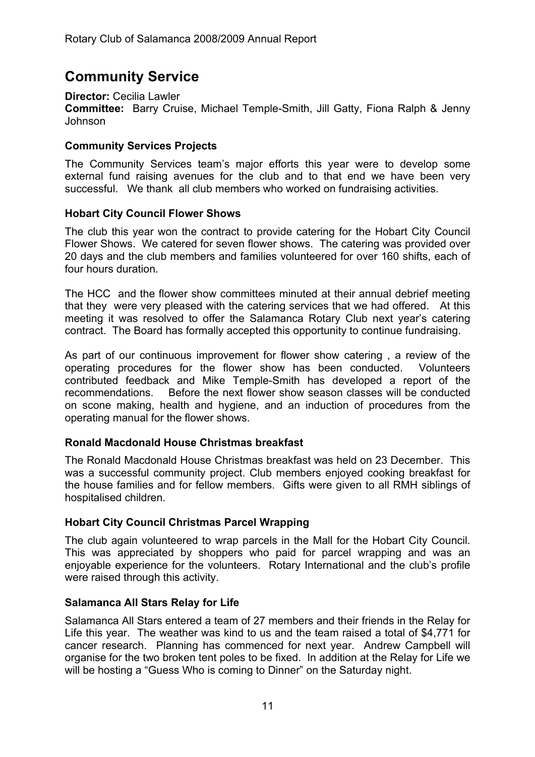# Community Service

**Director:** Cecilia Lawler
**Committee:** Barry Cruise, Michael Temple-Smith, Jill Gatty, Fiona Ralph & Jenny Johnson

### Community Services Projects

The Community Services team's major efforts this year were to develop some external fund raising avenues for the club and to that end we have been very successful. We thank all club members who worked on fundraising activities.

### Hobart City Council Flower Shows

The club this year won the contract to provide catering for the Hobart City Council Flower Shows. We catered for seven flower shows. The catering was provided over 20 days and the club members and families volunteered for over 160 shifts, each of four hours duration.

The HCC and the flower show committees minuted at their annual debrief meeting that they were very pleased with the catering services that we had offered. At this meeting it was resolved to offer the Salamanca Rotary Club next year's catering contract. The Board has formally accepted this opportunity to continue fundraising.

As part of our continuous improvement for flower show catering , a review of the operating procedures for the flower show has been conducted. Volunteers contributed feedback and Mike Temple-Smith has developed a report of the recommendations. Before the next flower show season classes will be conducted on scone making, health and hygiene, and an induction of procedures from the operating manual for the flower shows.

### Ronald Macdonald House Christmas breakfast

The Ronald Macdonald House Christmas breakfast was held on 23 December. This was a successful community project. Club members enjoyed cooking breakfast for the house families and for fellow members. Gifts were given to all RMH siblings of hospitalised children.

### Hobart City Council Christmas Parcel Wrapping

The club again volunteered to wrap parcels in the Mall for the Hobart City Council. This was appreciated by shoppers who paid for parcel wrapping and was an enjoyable experience for the volunteers. Rotary International and the club's profile were raised through this activity.

### Salamanca All Stars Relay for Life

Salamanca All Stars entered a team of 27 members and their friends in the Relay for Life this year. The weather was kind to us and the team raised a total of $4,771 for cancer research. Planning has commenced for next year. Andrew Campbell will organise for the two broken tent poles to be fixed. In addition at the Relay for Life we will be hosting a "Guess Who is coming to Dinner" on the Saturday night.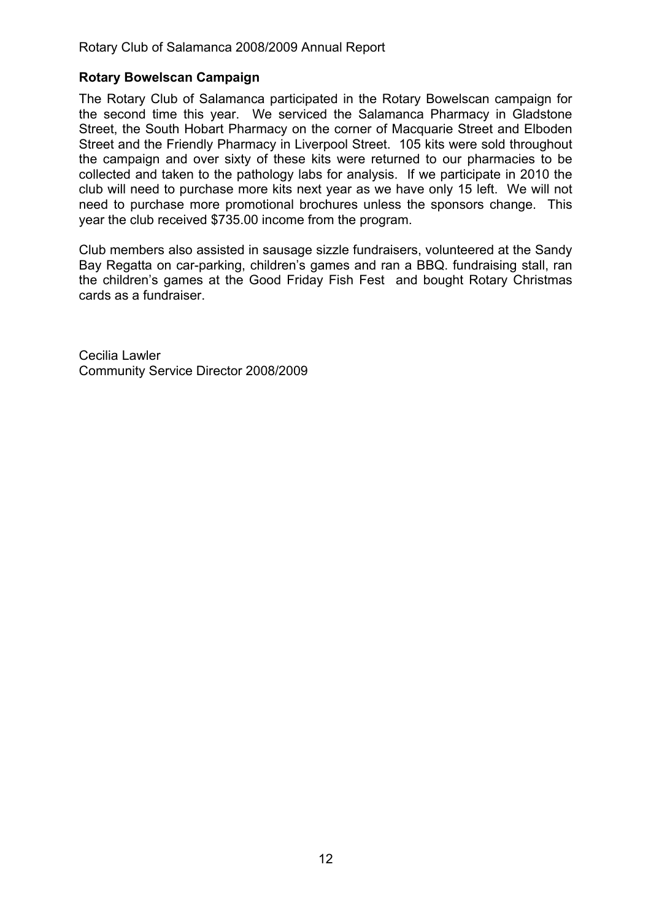## Rotary Bowelscan Campaign

The Rotary Club of Salamanca participated in the Rotary Bowelscan campaign for the second time this year. We serviced the Salamanca Pharmacy in Gladstone Street, the South Hobart Pharmacy on the corner of Macquarie Street and Elboden Street and the Friendly Pharmacy in Liverpool Street. 105 kits were sold throughout the campaign and over sixty of these kits were returned to our pharmacies to be collected and taken to the pathology labs for analysis. If we participate in 2010 the club will need to purchase more kits next year as we have only 15 left. We will not need to purchase more promotional brochures unless the sponsors change. This year the club received $735.00 income from the program.

Club members also assisted in sausage sizzle fundraisers, volunteered at the Sandy Bay Regatta on car-parking, children's games and ran a BBQ. fundraising stall, ran the children's games at the Good Friday Fish Fest and bought Rotary Christmas cards as a fundraiser.

Cecilia Lawler
Community Service Director 2008/2009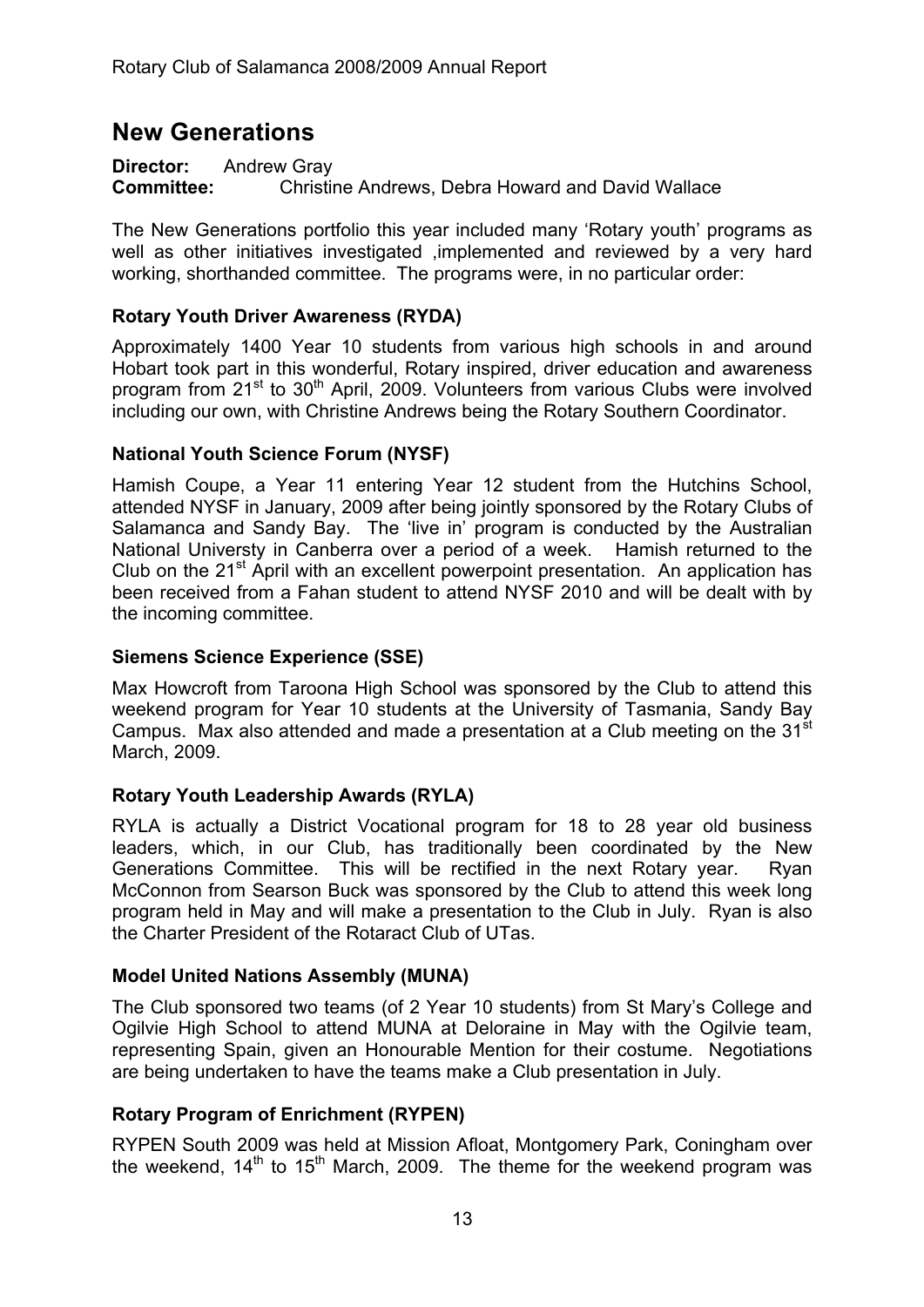## New Generations

**Director:** Andrew Gray
**Committee:** Christine Andrews, Debra Howard and David Wallace

The New Generations portfolio this year included many 'Rotary youth' programs as well as other initiatives investigated ,implemented and reviewed by a very hard working, shorthanded committee. The programs were, in no particular order:

### Rotary Youth Driver Awareness (RYDA)

Approximately 1400 Year 10 students from various high schools in and around Hobart took part in this wonderful, Rotary inspired, driver education and awareness program from 21st to 30th April, 2009. Volunteers from various Clubs were involved including our own, with Christine Andrews being the Rotary Southern Coordinator.

### National Youth Science Forum (NYSF)

Hamish Coupe, a Year 11 entering Year 12 student from the Hutchins School, attended NYSF in January, 2009 after being jointly sponsored by the Rotary Clubs of Salamanca and Sandy Bay. The 'live in' program is conducted by the Australian National Universty in Canberra over a period of a week. Hamish returned to the Club on the 21st April with an excellent powerpoint presentation. An application has been received from a Fahan student to attend NYSF 2010 and will be dealt with by the incoming committee.

### Siemens Science Experience (SSE)

Max Howcroft from Taroona High School was sponsored by the Club to attend this weekend program for Year 10 students at the University of Tasmania, Sandy Bay Campus. Max also attended and made a presentation at a Club meeting on the 31st March, 2009.

### Rotary Youth Leadership Awards (RYLA)

RYLA is actually a District Vocational program for 18 to 28 year old business leaders, which, in our Club, has traditionally been coordinated by the New Generations Committee. This will be rectified in the next Rotary year. Ryan McConnon from Searson Buck was sponsored by the Club to attend this week long program held in May and will make a presentation to the Club in July. Ryan is also the Charter President of the Rotaract Club of UTas.

### Model United Nations Assembly (MUNA)

The Club sponsored two teams (of 2 Year 10 students) from St Mary's College and Ogilvie High School to attend MUNA at Deloraine in May with the Ogilvie team, representing Spain, given an Honourable Mention for their costume. Negotiations are being undertaken to have the teams make a Club presentation in July.

### Rotary Program of Enrichment (RYPEN)

RYPEN South 2009 was held at Mission Afloat, Montgomery Park, Coningham over the weekend, 14th to 15th March, 2009. The theme for the weekend program was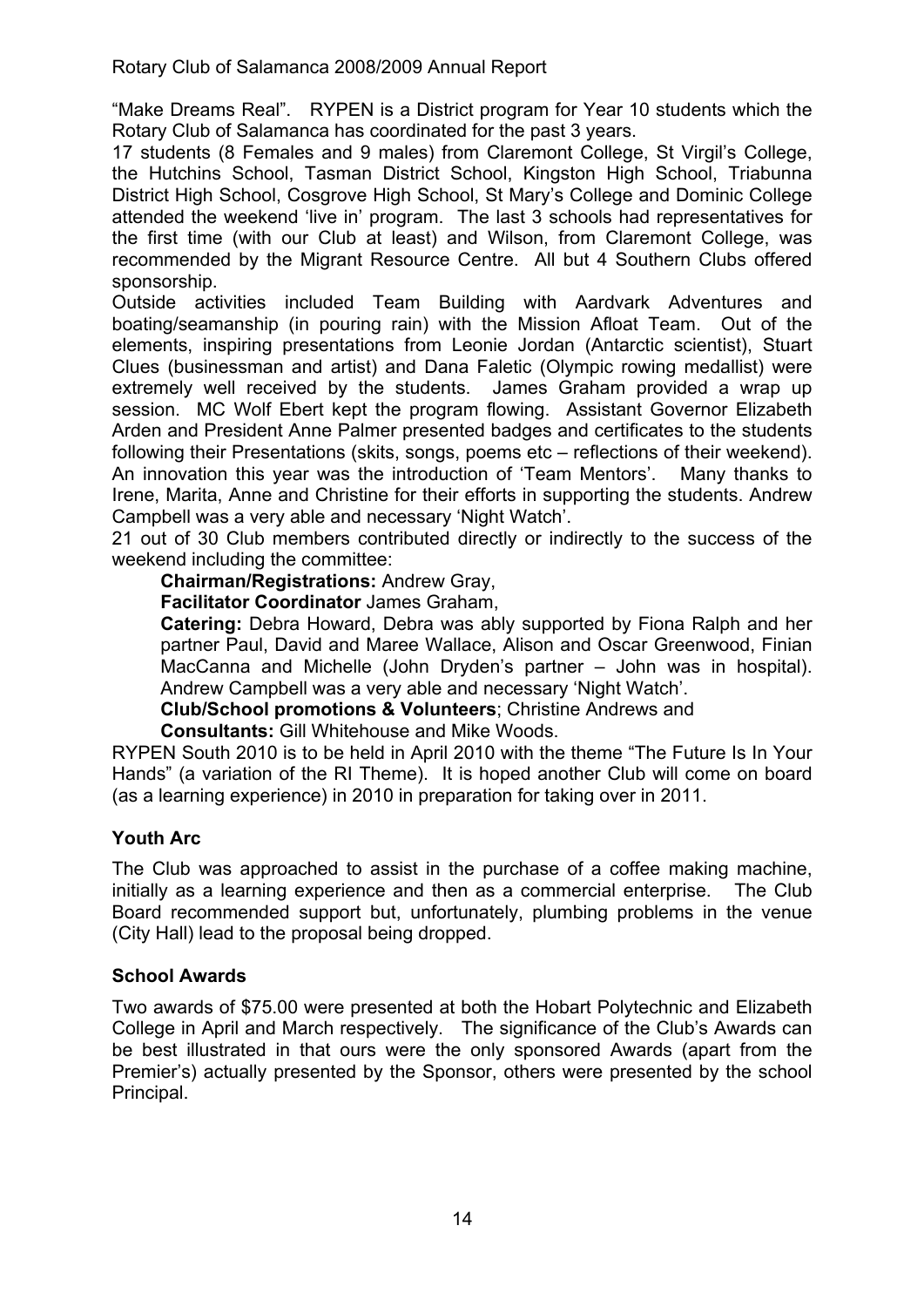"Make Dreams Real". RYPEN is a District program for Year 10 students which the Rotary Club of Salamanca has coordinated for the past 3 years.

17 students (8 Females and 9 males) from Claremont College, St Virgil's College, the Hutchins School, Tasman District School, Kingston High School, Triabunna District High School, Cosgrove High School, St Mary's College and Dominic College attended the weekend 'live in' program. The last 3 schools had representatives for the first time (with our Club at least) and Wilson, from Claremont College, was recommended by the Migrant Resource Centre. All but 4 Southern Clubs offered sponsorship.

Outside activities included Team Building with Aardvark Adventures and boating/seamanship (in pouring rain) with the Mission Afloat Team. Out of the elements, inspiring presentations from Leonie Jordan (Antarctic scientist), Stuart Clues (businessman and artist) and Dana Faletic (Olympic rowing medallist) were extremely well received by the students. James Graham provided a wrap up session. MC Wolf Ebert kept the program flowing. Assistant Governor Elizabeth Arden and President Anne Palmer presented badges and certificates to the students following their Presentations (skits, songs, poems etc – reflections of their weekend). An innovation this year was the introduction of 'Team Mentors'. Many thanks to Irene, Marita, Anne and Christine for their efforts in supporting the students. Andrew Campbell was a very able and necessary 'Night Watch'.

21 out of 30 Club members contributed directly or indirectly to the success of the weekend including the committee:

**Chairman/Registrations:** Andrew Gray,

**Facilitator Coordinator** James Graham,

**Catering:** Debra Howard, Debra was ably supported by Fiona Ralph and her partner Paul, David and Maree Wallace, Alison and Oscar Greenwood, Finian MacCanna and Michelle (John Dryden's partner – John was in hospital). Andrew Campbell was a very able and necessary 'Night Watch'.

**Club/School promotions & Volunteers**; Christine Andrews and

**Consultants:** Gill Whitehouse and Mike Woods.

RYPEN South 2010 is to be held in April 2010 with the theme "The Future Is In Your Hands" (a variation of the RI Theme). It is hoped another Club will come on board (as a learning experience) in 2010 in preparation for taking over in 2011.

### Youth Arc

The Club was approached to assist in the purchase of a coffee making machine, initially as a learning experience and then as a commercial enterprise. The Club Board recommended support but, unfortunately, plumbing problems in the venue (City Hall) lead to the proposal being dropped.

### School Awards

Two awards of $75.00 were presented at both the Hobart Polytechnic and Elizabeth College in April and March respectively. The significance of the Club's Awards can be best illustrated in that ours were the only sponsored Awards (apart from the Premier's) actually presented by the Sponsor, others were presented by the school Principal.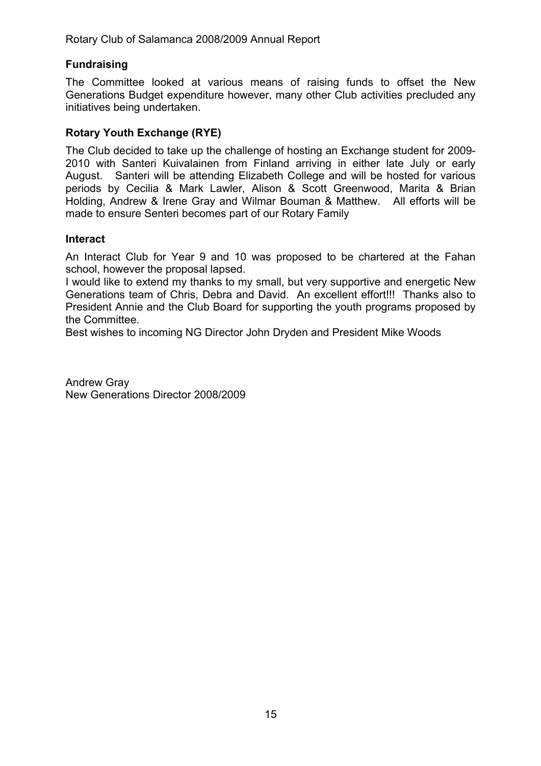## Fundraising

The Committee looked at various means of raising funds to offset the New Generations Budget expenditure however, many other Club activities precluded any initiatives being undertaken.

## Rotary Youth Exchange (RYE)

The Club decided to take up the challenge of hosting an Exchange student for 2009-2010 with Santeri Kuivalainen from Finland arriving in either late July or early August. Santeri will be attending Elizabeth College and will be hosted for various periods by Cecilia & Mark Lawler, Alison & Scott Greenwood, Marita & Brian Holding, Andrew & Irene Gray and Wilmar Bouman & Matthew. All efforts will be made to ensure Senteri becomes part of our Rotary Family

## Interact

An Interact Club for Year 9 and 10 was proposed to be chartered at the Fahan school, however the proposal lapsed.

I would like to extend my thanks to my small, but very supportive and energetic New Generations team of Chris, Debra and David. An excellent effort!!! Thanks also to President Annie and the Club Board for supporting the youth programs proposed by the Committee.

Best wishes to incoming NG Director John Dryden and President Mike Woods

Andrew Gray
New Generations Director 2008/2009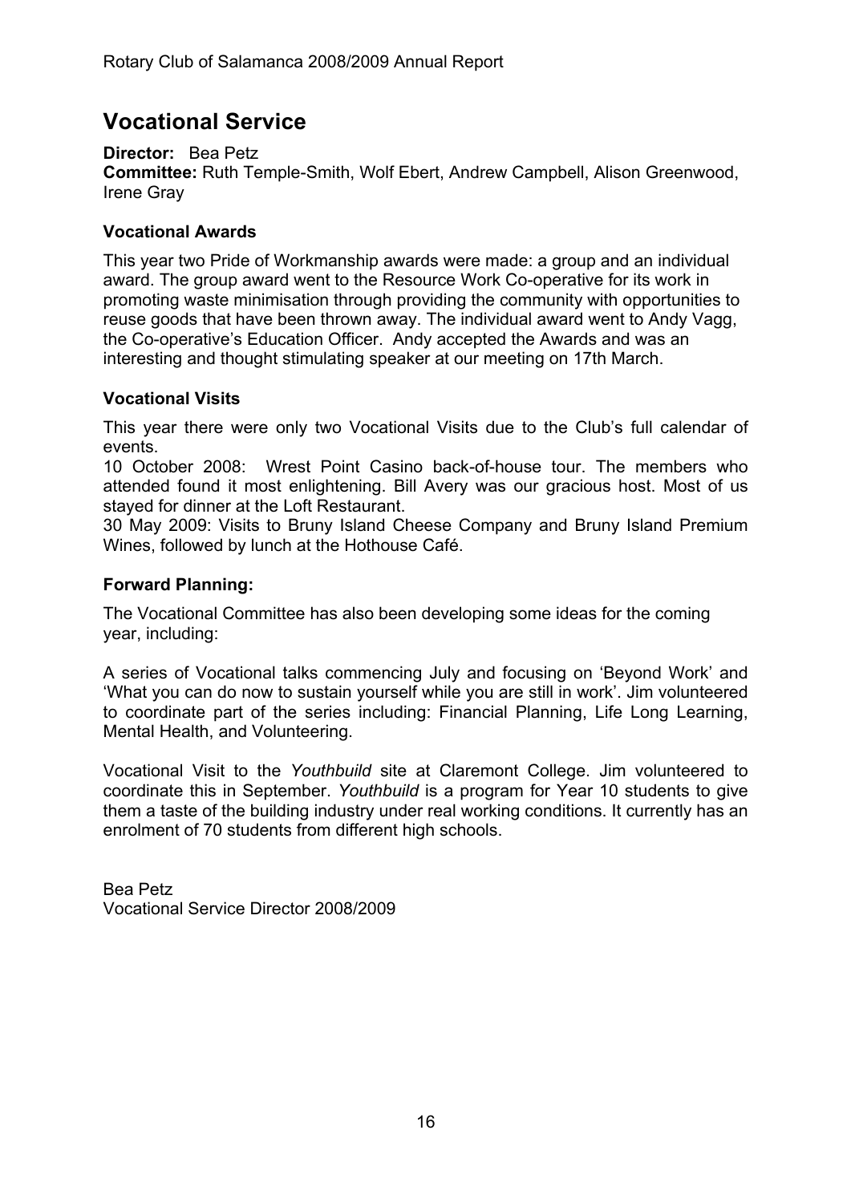## Vocational Service

**Director:** Bea Petz
**Committee:** Ruth Temple-Smith, Wolf Ebert, Andrew Campbell, Alison Greenwood, Irene Gray

### Vocational Awards

This year two Pride of Workmanship awards were made: a group and an individual award. The group award went to the Resource Work Co-operative for its work in promoting waste minimisation through providing the community with opportunities to reuse goods that have been thrown away. The individual award went to Andy Vagg, the Co-operative's Education Officer. Andy accepted the Awards and was an interesting and thought stimulating speaker at our meeting on 17th March.

### Vocational Visits

This year there were only two Vocational Visits due to the Club's full calendar of events.

10 October 2008: Wrest Point Casino back-of-house tour. The members who attended found it most enlightening. Bill Avery was our gracious host. Most of us stayed for dinner at the Loft Restaurant.

30 May 2009: Visits to Bruny Island Cheese Company and Bruny Island Premium Wines, followed by lunch at the Hothouse Café.

### Forward Planning:

The Vocational Committee has also been developing some ideas for the coming year, including:

A series of Vocational talks commencing July and focusing on 'Beyond Work' and 'What you can do now to sustain yourself while you are still in work'. Jim volunteered to coordinate part of the series including: Financial Planning, Life Long Learning, Mental Health, and Volunteering.

Vocational Visit to the *Youthbuild* site at Claremont College. Jim volunteered to coordinate this in September. *Youthbuild* is a program for Year 10 students to give them a taste of the building industry under real working conditions. It currently has an enrolment of 70 students from different high schools.

Bea Petz
Vocational Service Director 2008/2009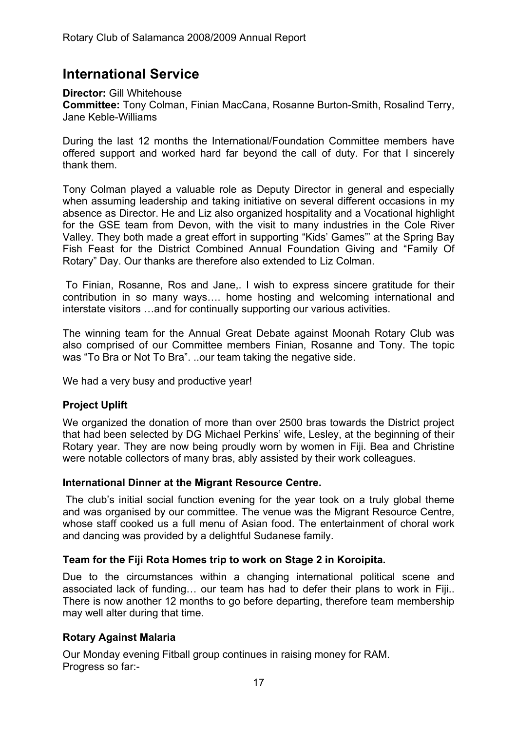## International Service

**Director:** Gill Whitehouse
**Committee:** Tony Colman, Finian MacCana, Rosanne Burton-Smith, Rosalind Terry, Jane Keble-Williams

During the last 12 months the International/Foundation Committee members have offered support and worked hard far beyond the call of duty. For that I sincerely thank them.

Tony Colman played a valuable role as Deputy Director in general and especially when assuming leadership and taking initiative on several different occasions in my absence as Director. He and Liz also organized hospitality and a Vocational highlight for the GSE team from Devon, with the visit to many industries in the Cole River Valley. They both made a great effort in supporting "Kids' Games"' at the Spring Bay Fish Feast for the District Combined Annual Foundation Giving and "Family Of Rotary" Day. Our thanks are therefore also extended to Liz Colman.

To Finian, Rosanne, Ros and Jane,. I wish to express sincere gratitude for their contribution in so many ways…. home hosting and welcoming international and interstate visitors …and for continually supporting our various activities.

The winning team for the Annual Great Debate against Moonah Rotary Club was also comprised of our Committee members Finian, Rosanne and Tony. The topic was "To Bra or Not To Bra". ..our team taking the negative side.

We had a very busy and productive year!

### Project Uplift

We organized the donation of more than over 2500 bras towards the District project that had been selected by DG Michael Perkins' wife, Lesley, at the beginning of their Rotary year. They are now being proudly worn by women in Fiji. Bea and Christine were notable collectors of many bras, ably assisted by their work colleagues.

### International Dinner at the Migrant Resource Centre.

The club's initial social function evening for the year took on a truly global theme and was organised by our committee. The venue was the Migrant Resource Centre, whose staff cooked us a full menu of Asian food. The entertainment of choral work and dancing was provided by a delightful Sudanese family.

### Team for the Fiji Rota Homes trip to work on Stage 2 in Koroipita.

Due to the circumstances within a changing international political scene and associated lack of funding… our team has had to defer their plans to work in Fiji.. There is now another 12 months to go before departing, therefore team membership may well alter during that time.

### Rotary Against Malaria

Our Monday evening Fitball group continues in raising money for RAM.
Progress so far:-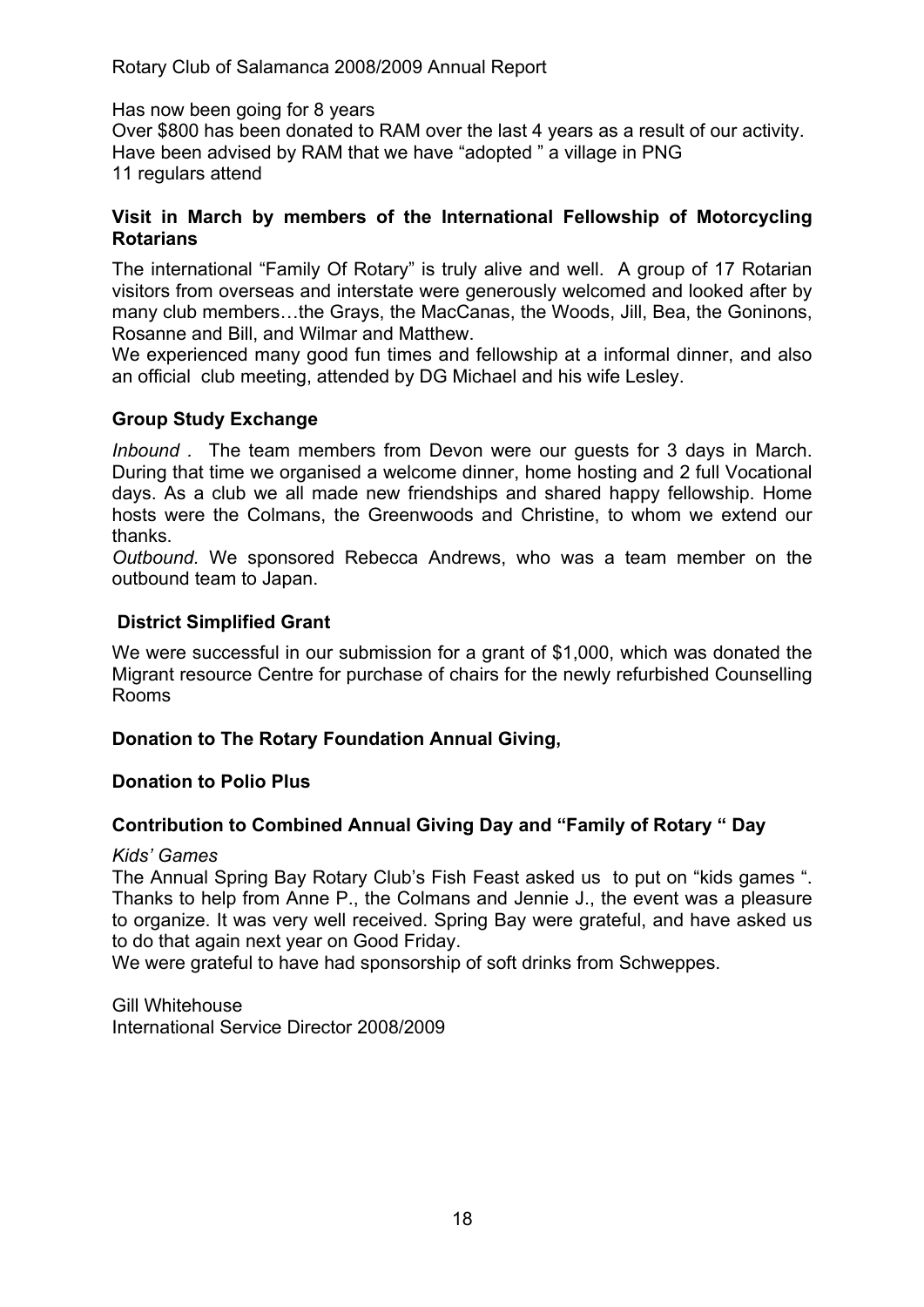Has now been going for 8 years
Over $800 has been donated to RAM over the last 4 years as a result of our activity.
Have been advised by RAM that we have "adopted " a village in PNG
11 regulars attend

### Visit in March by members of the International Fellowship of Motorcycling Rotarians

The international "Family Of Rotary" is truly alive and well. A group of 17 Rotarian visitors from overseas and interstate were generously welcomed and looked after by many club members…the Grays, the MacCanas, the Woods, Jill, Bea, the Goninons, Rosanne and Bill, and Wilmar and Matthew.
We experienced many good fun times and fellowship at a informal dinner, and also an official club meeting, attended by DG Michael and his wife Lesley.

### Group Study Exchange

*Inbound .* The team members from Devon were our guests for 3 days in March. During that time we organised a welcome dinner, home hosting and 2 full Vocational days. As a club we all made new friendships and shared happy fellowship. Home hosts were the Colmans, the Greenwoods and Christine, to whom we extend our thanks.
*Outbound.* We sponsored Rebecca Andrews, who was a team member on the outbound team to Japan.

### District Simplified Grant

We were successful in our submission for a grant of $1,000, which was donated the Migrant resource Centre for purchase of chairs for the newly refurbished Counselling Rooms

### Donation to The Rotary Foundation Annual Giving,

### Donation to Polio Plus

### Contribution to Combined Annual Giving Day and "Family of Rotary " Day

*Kids' Games*
The Annual Spring Bay Rotary Club's Fish Feast asked us to put on "kids games ". Thanks to help from Anne P., the Colmans and Jennie J., the event was a pleasure to organize. It was very well received. Spring Bay were grateful, and have asked us to do that again next year on Good Friday.
We were grateful to have had sponsorship of soft drinks from Schweppes.

Gill Whitehouse
International Service Director 2008/2009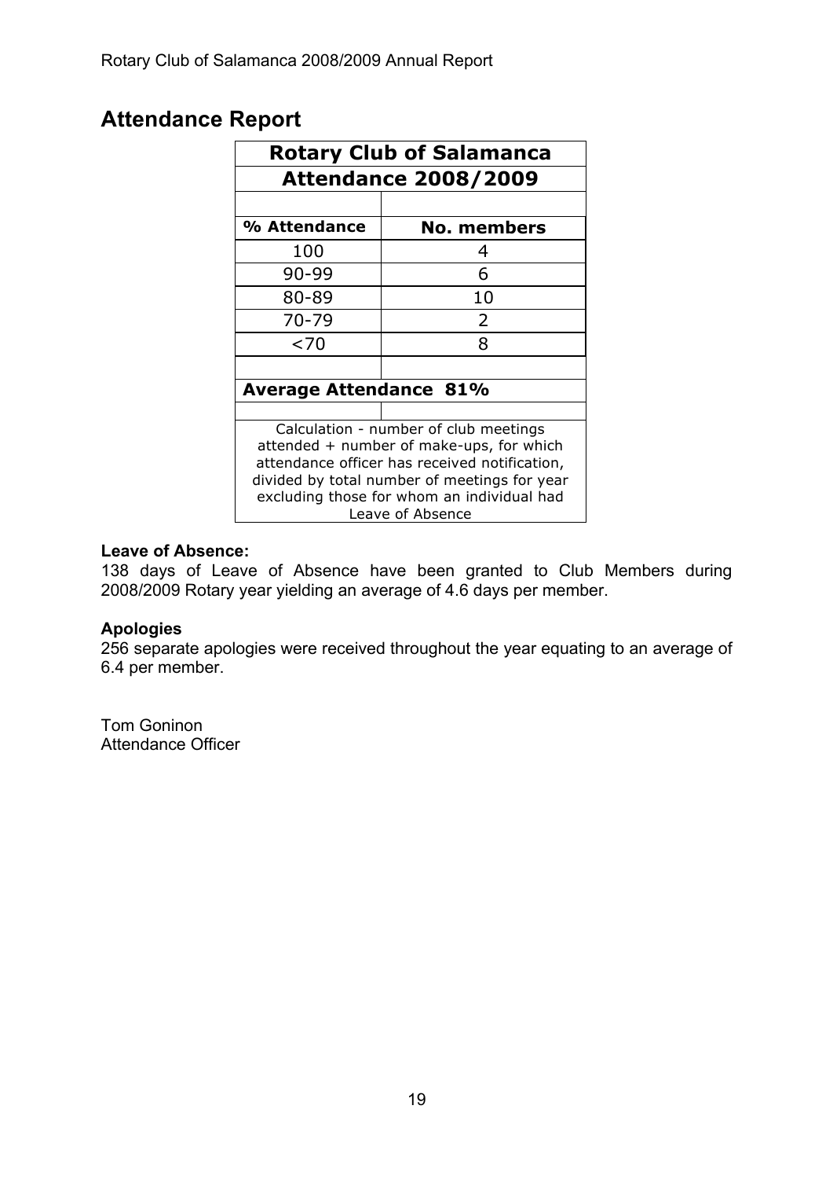# Attendance Report

| Rotary Club of Salamanca Attendance 2008/2009 | |
|---|---|
| **% Attendance** | **No. members** |
| 100 | 4 |
| 90-99 | 6 |
| 80-89 | 10 |
| 70-79 | 2 |
| <70 | 8 |
| | |
| **Average Attendance 81%** | |
| | |
| Calculation - number of club meetings attended + number of make-ups, for which attendance officer has received notification, divided by total number of meetings for year excluding those for whom an individual had Leave of Absence | |

**Leave of Absence:**
138 days of Leave of Absence have been granted to Club Members during 2008/2009 Rotary year yielding an average of 4.6 days per member.

**Apologies**
256 separate apologies were received throughout the year equating to an average of 6.4 per member.

Tom Goninon
Attendance Officer